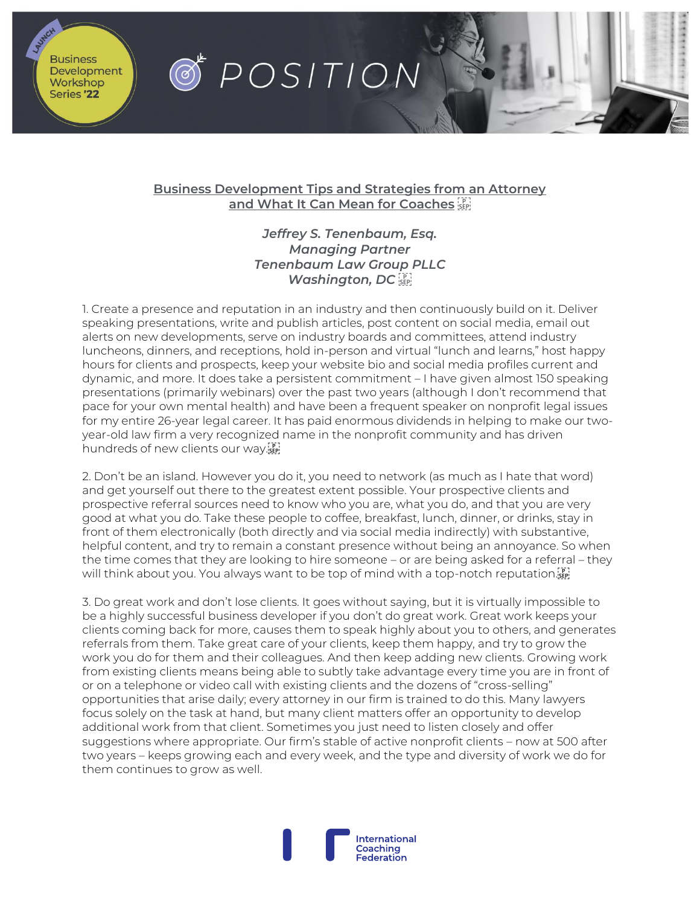# Business Development Tips and Strategies from an Attorney and What It Can Mean for Coaches

*Jeffrey S. Tenenbaum, Esq.*
*Managing Partner*
*Tenenbaum Law Group PLLC*
*Washington, DC*

1. Create a presence and reputation in an industry and then continuously build on it. Deliver speaking presentations, write and publish articles, post content on social media, email out alerts on new developments, serve on industry boards and committees, attend industry luncheons, dinners, and receptions, hold in-person and virtual "lunch and learns," host happy hours for clients and prospects, keep your website bio and social media profiles current and dynamic, and more. It does take a persistent commitment – I have given almost 150 speaking presentations (primarily webinars) over the past two years (although I don't recommend that pace for your own mental health) and have been a frequent speaker on nonprofit legal issues for my entire 26-year legal career. It has paid enormous dividends in helping to make our two-year-old law firm a very recognized name in the nonprofit community and has driven hundreds of new clients our way.

2. Don't be an island. However you do it, you need to network (as much as I hate that word) and get yourself out there to the greatest extent possible. Your prospective clients and prospective referral sources need to know who you are, what you do, and that you are very good at what you do. Take these people to coffee, breakfast, lunch, dinner, or drinks, stay in front of them electronically (both directly and via social media indirectly) with substantive, helpful content, and try to remain a constant presence without being an annoyance. So when the time comes that they are looking to hire someone – or are being asked for a referral – they will think about you. You always want to be top of mind with a top-notch reputation.

3. Do great work and don't lose clients. It goes without saying, but it is virtually impossible to be a highly successful business developer if you don't do great work. Great work keeps your clients coming back for more, causes them to speak highly about you to others, and generates referrals from them. Take great care of your clients, keep them happy, and try to grow the work you do for them and their colleagues. And then keep adding new clients. Growing work from existing clients means being able to subtly take advantage every time you are in front of or on a telephone or video call with existing clients and the dozens of "cross-selling" opportunities that arise daily; every attorney in our firm is trained to do this. Many lawyers focus solely on the task at hand, but many client matters offer an opportunity to develop additional work from that client. Sometimes you just need to listen closely and offer suggestions where appropriate. Our firm's stable of active nonprofit clients – now at 500 after two years – keeps growing each and every week, and the type and diversity of work we do for them continues to grow as well.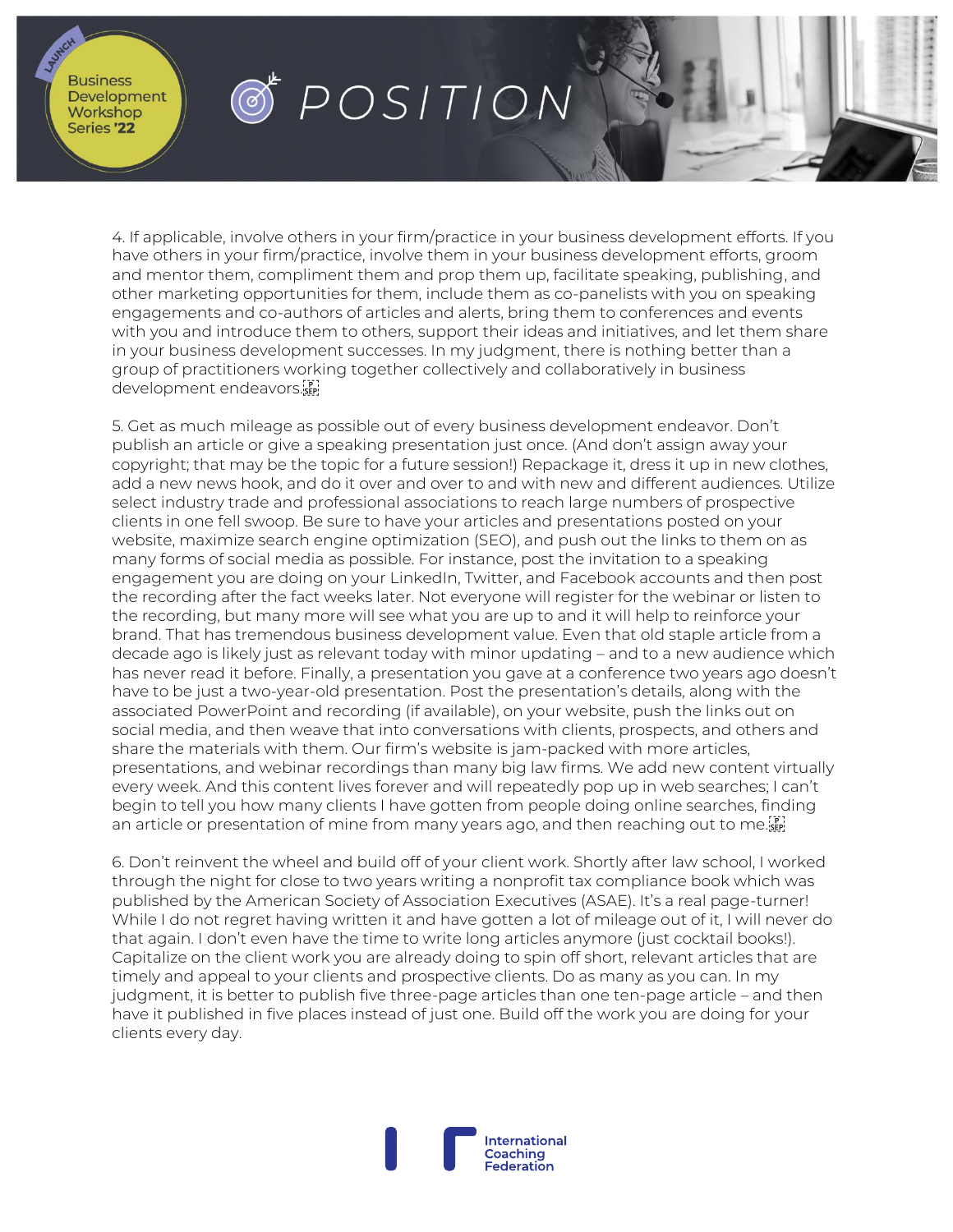4. If applicable, involve others in your firm/practice in your business development efforts. If you have others in your firm/practice, involve them in your business development efforts, groom and mentor them, compliment them and prop them up, facilitate speaking, publishing, and other marketing opportunities for them, include them as co-panelists with you on speaking engagements and co-authors of articles and alerts, bring them to conferences and events with you and introduce them to others, support their ideas and initiatives, and let them share in your business development successes. In my judgment, there is nothing better than a group of practitioners working together collectively and collaboratively in business development endeavors.

5. Get as much mileage as possible out of every business development endeavor. Don't publish an article or give a speaking presentation just once. (And don't assign away your copyright; that may be the topic for a future session!) Repackage it, dress it up in new clothes, add a new news hook, and do it over and over to and with new and different audiences. Utilize select industry trade and professional associations to reach large numbers of prospective clients in one fell swoop. Be sure to have your articles and presentations posted on your website, maximize search engine optimization (SEO), and push out the links to them on as many forms of social media as possible. For instance, post the invitation to a speaking engagement you are doing on your LinkedIn, Twitter, and Facebook accounts and then post the recording after the fact weeks later. Not everyone will register for the webinar or listen to the recording, but many more will see what you are up to and it will help to reinforce your brand. That has tremendous business development value. Even that old staple article from a decade ago is likely just as relevant today with minor updating – and to a new audience which has never read it before. Finally, a presentation you gave at a conference two years ago doesn't have to be just a two-year-old presentation. Post the presentation's details, along with the associated PowerPoint and recording (if available), on your website, push the links out on social media, and then weave that into conversations with clients, prospects, and others and share the materials with them. Our firm's website is jam-packed with more articles, presentations, and webinar recordings than many big law firms. We add new content virtually every week. And this content lives forever and will repeatedly pop up in web searches; I can't begin to tell you how many clients I have gotten from people doing online searches, finding an article or presentation of mine from many years ago, and then reaching out to me.

6. Don't reinvent the wheel and build off of your client work. Shortly after law school, I worked through the night for close to two years writing a nonprofit tax compliance book which was published by the American Society of Association Executives (ASAE). It's a real page-turner! While I do not regret having written it and have gotten a lot of mileage out of it, I will never do that again. I don't even have the time to write long articles anymore (just cocktail books!). Capitalize on the client work you are already doing to spin off short, relevant articles that are timely and appeal to your clients and prospective clients. Do as many as you can. In my judgment, it is better to publish five three-page articles than one ten-page article – and then have it published in five places instead of just one. Build off the work you are doing for your clients every day.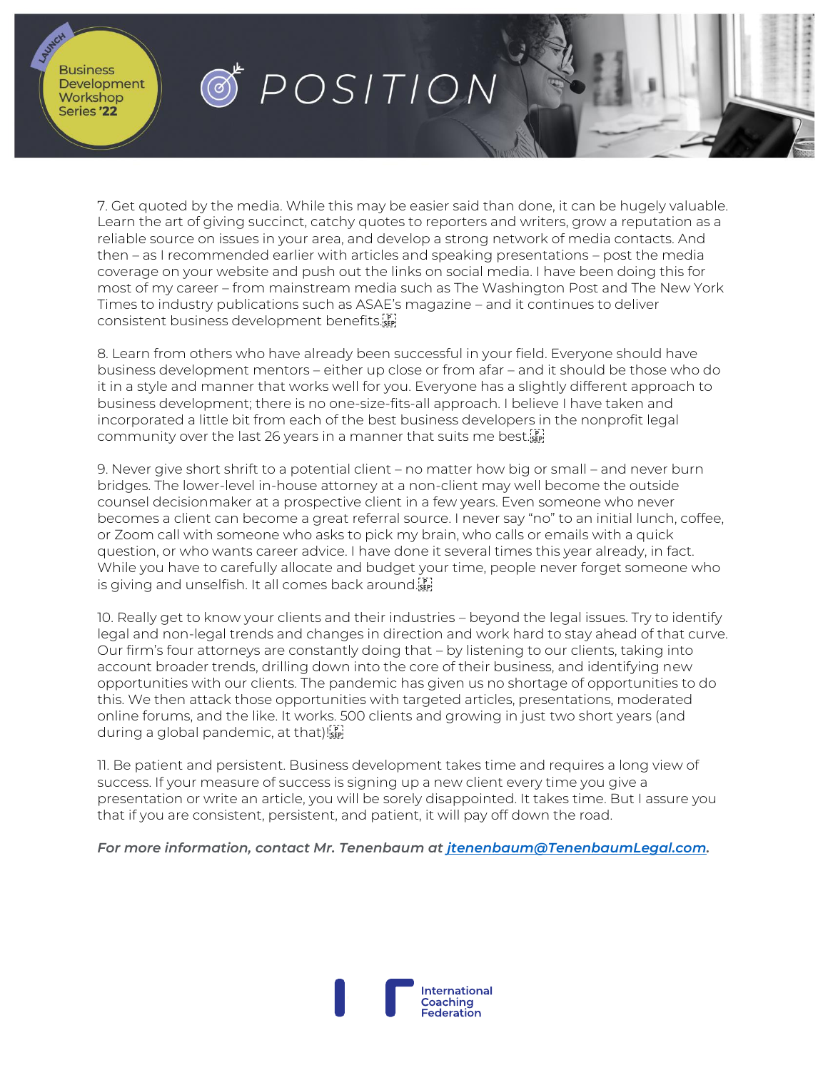7. Get quoted by the media. While this may be easier said than done, it can be hugely valuable. Learn the art of giving succinct, catchy quotes to reporters and writers, grow a reputation as a reliable source on issues in your area, and develop a strong network of media contacts. And then – as I recommended earlier with articles and speaking presentations – post the media coverage on your website and push out the links on social media. I have been doing this for most of my career – from mainstream media such as The Washington Post and The New York Times to industry publications such as ASAE's magazine – and it continues to deliver consistent business development benefits.

8. Learn from others who have already been successful in your field. Everyone should have business development mentors – either up close or from afar – and it should be those who do it in a style and manner that works well for you. Everyone has a slightly different approach to business development; there is no one-size-fits-all approach. I believe I have taken and incorporated a little bit from each of the best business developers in the nonprofit legal community over the last 26 years in a manner that suits me best.

9. Never give short shrift to a potential client – no matter how big or small – and never burn bridges. The lower-level in-house attorney at a non-client may well become the outside counsel decisionmaker at a prospective client in a few years. Even someone who never becomes a client can become a great referral source. I never say "no" to an initial lunch, coffee, or Zoom call with someone who asks to pick my brain, who calls or emails with a quick question, or who wants career advice. I have done it several times this year already, in fact. While you have to carefully allocate and budget your time, people never forget someone who is giving and unselfish. It all comes back around.

10. Really get to know your clients and their industries – beyond the legal issues. Try to identify legal and non-legal trends and changes in direction and work hard to stay ahead of that curve. Our firm's four attorneys are constantly doing that – by listening to our clients, taking into account broader trends, drilling down into the core of their business, and identifying new opportunities with our clients. The pandemic has given us no shortage of opportunities to do this. We then attack those opportunities with targeted articles, presentations, moderated online forums, and the like. It works. 500 clients and growing in just two short years (and during a global pandemic, at that)!

11. Be patient and persistent. Business development takes time and requires a long view of success. If your measure of success is signing up a new client every time you give a presentation or write an article, you will be sorely disappointed. It takes time. But I assure you that if you are consistent, persistent, and patient, it will pay off down the road.

***For more information, contact Mr. Tenenbaum at [jtenenbaum@TenenbaumLegal.com](mailto:jtenenbaum@TenenbaumLegal.com).***